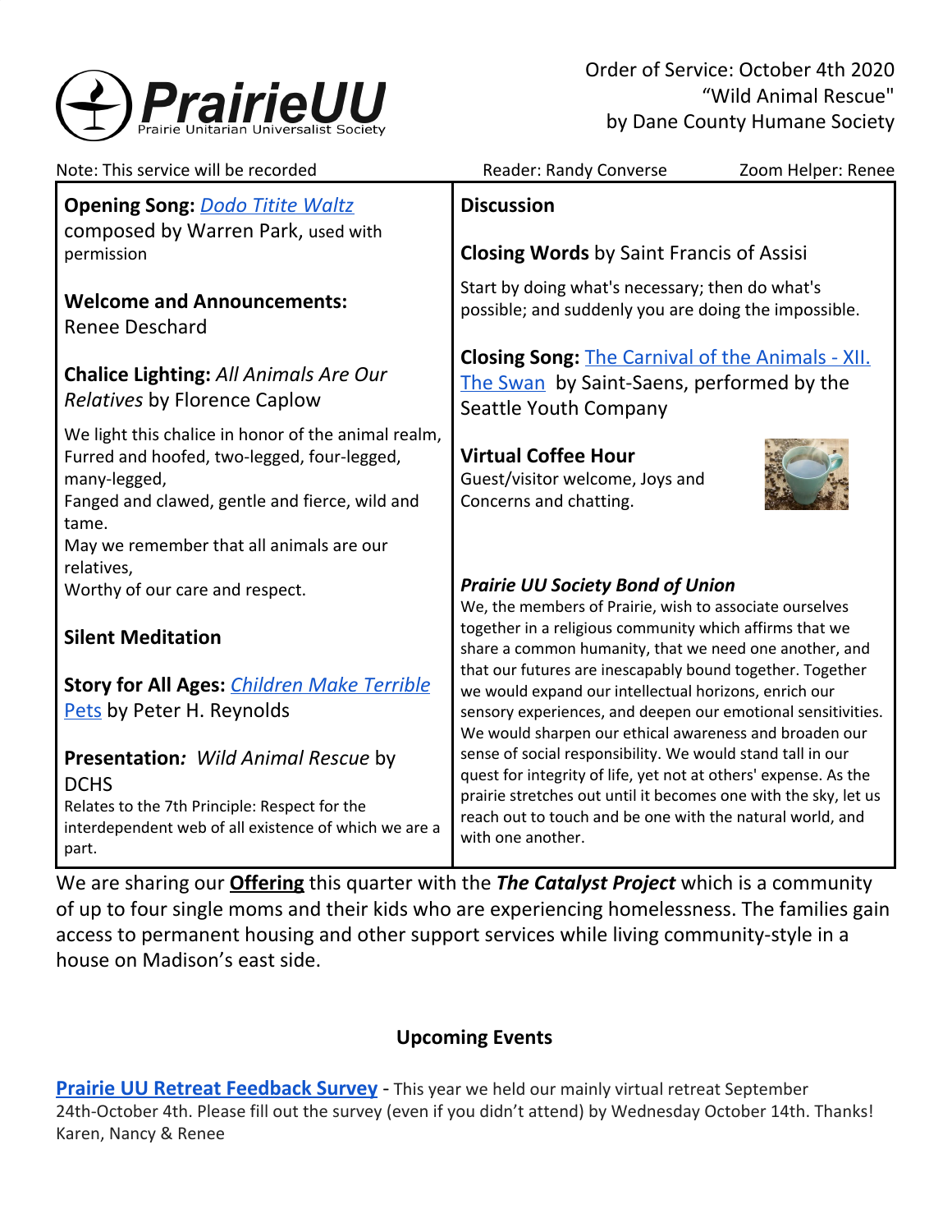**PrairieUU**
Prairie Unitarian Universalist Society

Order of Service: October 4th 2020
"Wild Animal Rescue"
by Dane County Humane Society

Note: This service will be recorded | Reader: Randy Converse | Zoom Helper: Renee

**Opening Song:** *Dodo Titite Waltz*
composed by Warren Park, used with permission

**Welcome and Announcements:**
Renee Deschard

**Chalice Lighting:** *All Animals Are Our Relatives* by Florence Caplow

We light this chalice in honor of the animal realm,
Furred and hoofed, two-legged, four-legged, many-legged,
Fanged and clawed, gentle and fierce, wild and tame.
May we remember that all animals are our relatives,
Worthy of our care and respect.

**Silent Meditation**

**Story for All Ages:** *Children Make Terrible Pets* by Peter H. Reynolds

**Presentation***:* *Wild Animal Rescue* by DCHS
Relates to the 7th Principle: Respect for the interdependent web of all existence of which we are a part.

**Discussion**

**Closing Words** by Saint Francis of Assisi

Start by doing what's necessary; then do what's possible; and suddenly you are doing the impossible.

**Closing Song:** The Carnival of the Animals - XII. The Swan by Saint-Saens, performed by the Seattle Youth Company

**Virtual Coffee Hour**
Guest/visitor welcome, Joys and Concerns and chatting.

***Prairie UU Society Bond of Union***
We, the members of Prairie, wish to associate ourselves together in a religious community which affirms that we share a common humanity, that we need one another, and that our futures are inescapably bound together. Together we would expand our intellectual horizons, enrich our sensory experiences, and deepen our emotional sensitivities. We would sharpen our ethical awareness and broaden our sense of social responsibility. We would stand tall in our quest for integrity of life, yet not at others' expense. As the prairie stretches out until it becomes one with the sky, let us reach out to touch and be one with the natural world, and with one another.

We are sharing our **Offering** this quarter with the ***The Catalyst Project*** which is a community of up to four single moms and their kids who are experiencing homelessness. The families gain access to permanent housing and other support services while living community-style in a house on Madison's east side.

## Upcoming Events

**Prairie UU Retreat Feedback Survey** - This year we held our mainly virtual retreat September 24th-October 4th. Please fill out the survey (even if you didn't attend) by Wednesday October 14th. Thanks! Karen, Nancy & Renee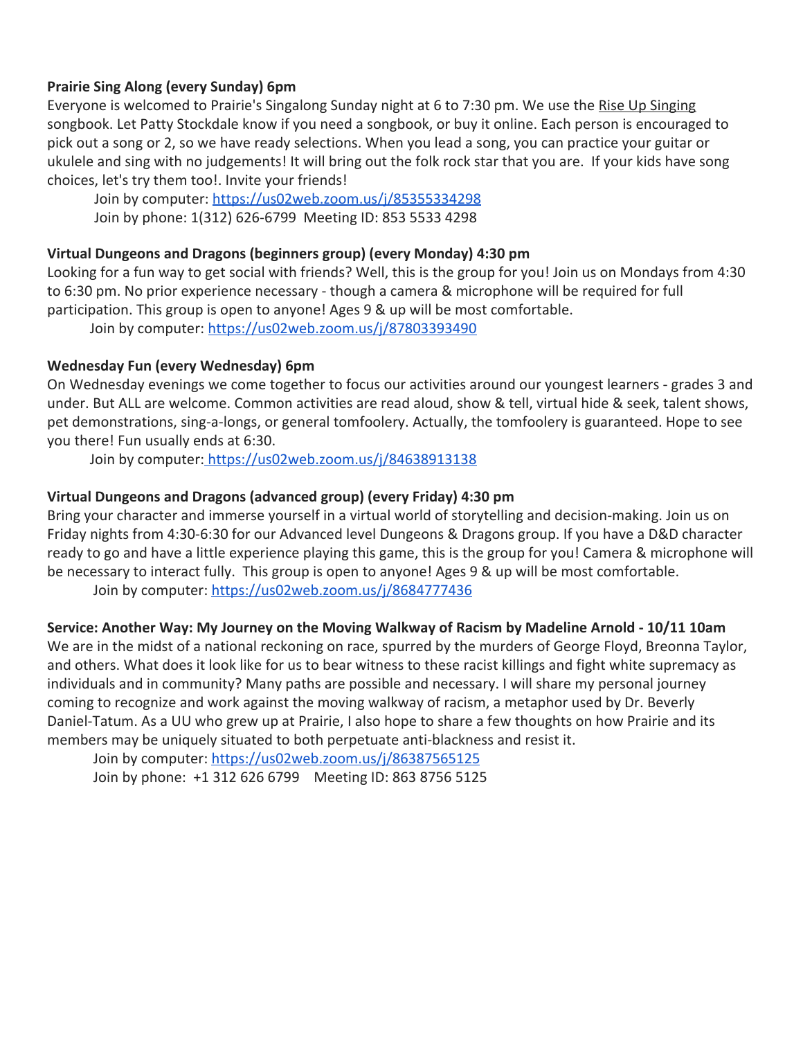**Prairie Sing Along (every Sunday) 6pm**

Everyone is welcomed to Prairie's Singalong Sunday night at 6 to 7:30 pm. We use the Rise Up Singing songbook. Let Patty Stockdale know if you need a songbook, or buy it online. Each person is encouraged to pick out a song or 2, so we have ready selections. When you lead a song, you can practice your guitar or ukulele and sing with no judgements! It will bring out the folk rock star that you are. If your kids have song choices, let's try them too!. Invite your friends!

Join by computer: https://us02web.zoom.us/j/85355334298

Join by phone: 1(312) 626-6799 Meeting ID: 853 5533 4298

**Virtual Dungeons and Dragons (beginners group) (every Monday) 4:30 pm**

Looking for a fun way to get social with friends? Well, this is the group for you! Join us on Mondays from 4:30 to 6:30 pm. No prior experience necessary - though a camera & microphone will be required for full participation. This group is open to anyone! Ages 9 & up will be most comfortable.

Join by computer: https://us02web.zoom.us/j/87803393490

**Wednesday Fun (every Wednesday) 6pm**

On Wednesday evenings we come together to focus our activities around our youngest learners - grades 3 and under. But ALL are welcome. Common activities are read aloud, show & tell, virtual hide & seek, talent shows, pet demonstrations, sing-a-longs, or general tomfoolery. Actually, the tomfoolery is guaranteed. Hope to see you there! Fun usually ends at 6:30.

Join by computer: https://us02web.zoom.us/j/84638913138

**Virtual Dungeons and Dragons (advanced group) (every Friday) 4:30 pm**

Bring your character and immerse yourself in a virtual world of storytelling and decision-making. Join us on Friday nights from 4:30-6:30 for our Advanced level Dungeons & Dragons group. If you have a D&D character ready to go and have a little experience playing this game, this is the group for you! Camera & microphone will be necessary to interact fully. This group is open to anyone! Ages 9 & up will be most comfortable.

Join by computer: https://us02web.zoom.us/j/8684777436

**Service: Another Way: My Journey on the Moving Walkway of Racism by Madeline Arnold - 10/11 10am**

We are in the midst of a national reckoning on race, spurred by the murders of George Floyd, Breonna Taylor, and others. What does it look like for us to bear witness to these racist killings and fight white supremacy as individuals and in community? Many paths are possible and necessary. I will share my personal journey coming to recognize and work against the moving walkway of racism, a metaphor used by Dr. Beverly Daniel-Tatum. As a UU who grew up at Prairie, I also hope to share a few thoughts on how Prairie and its members may be uniquely situated to both perpetuate anti-blackness and resist it.

Join by computer: https://us02web.zoom.us/j/86387565125

Join by phone: +1 312 626 6799 Meeting ID: 863 8756 5125